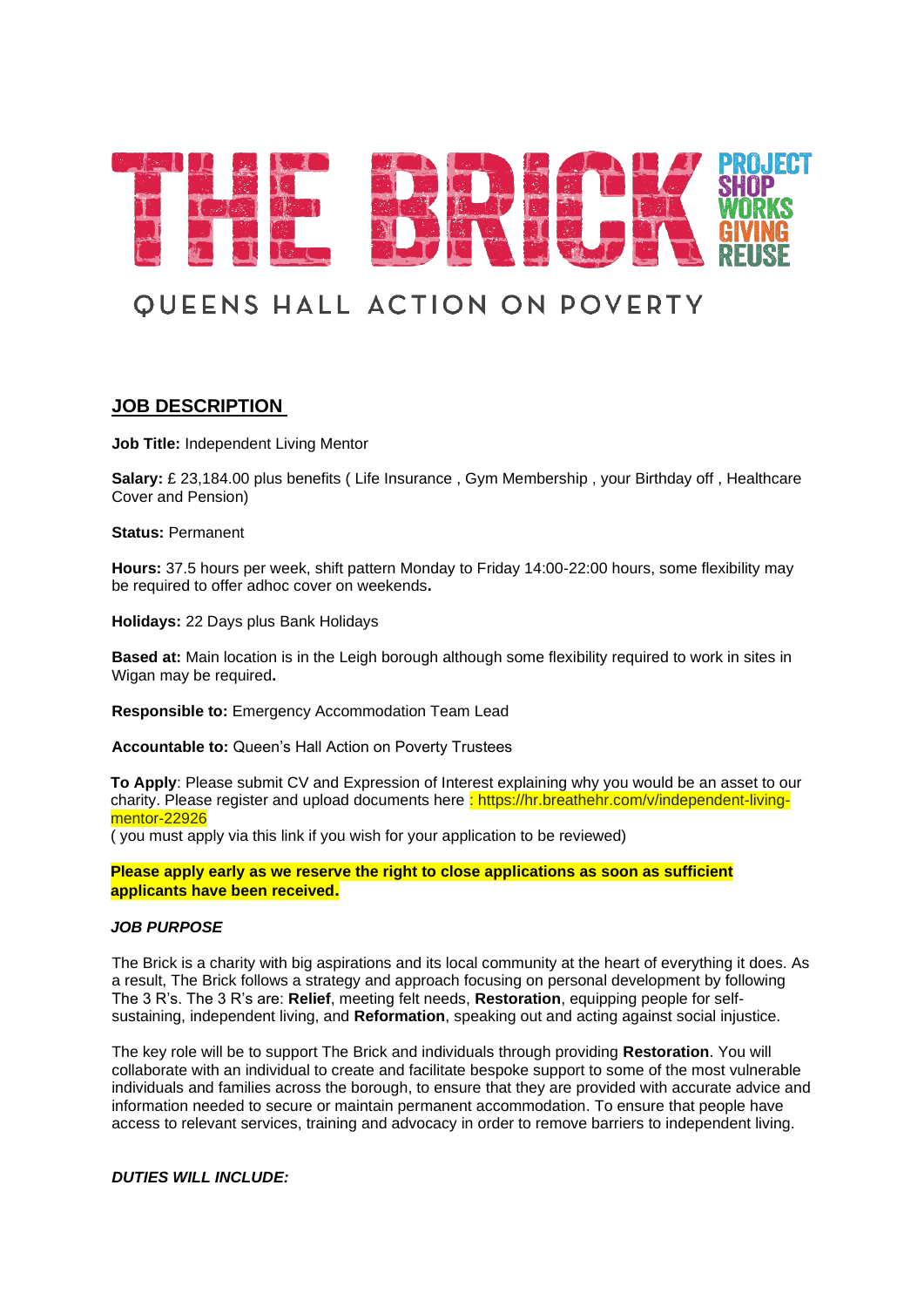# THE BRICK

PROJECT
SHOP
WORKS
GIVING
REUSE

QUEENS HALL ACTION ON POVERTY

## JOB DESCRIPTION

**Job Title:** Independent Living Mentor

**Salary:** £ 23,184.00 plus benefits ( Life Insurance , Gym Membership , your Birthday off , Healthcare Cover and Pension)

**Status:** Permanent

**Hours:** 37.5 hours per week, shift pattern Monday to Friday 14:00-22:00 hours, some flexibility may be required to offer adhoc cover on weekends**.**

**Holidays:** 22 Days plus Bank Holidays

**Based at:** Main location is in the Leigh borough although some flexibility required to work in sites in Wigan may be required**.**

**Responsible to:** Emergency Accommodation Team Lead

**Accountable to:** Queen's Hall Action on Poverty Trustees

**To Apply**: Please submit CV and Expression of Interest explaining why you would be an asset to our charity. Please register and upload documents here : https://hr.breathehr.com/v/independent-living-mentor-22926
( you must apply via this link if you wish for your application to be reviewed)

**Please apply early as we reserve the right to close applications as soon as sufficient applicants have been received.**

***JOB PURPOSE***

The Brick is a charity with big aspirations and its local community at the heart of everything it does. As a result, The Brick follows a strategy and approach focusing on personal development by following The 3 R's. The 3 R's are: **Relief**, meeting felt needs, **Restoration**, equipping people for self-sustaining, independent living, and **Reformation**, speaking out and acting against social injustice.

The key role will be to support The Brick and individuals through providing **Restoration**. You will collaborate with an individual to create and facilitate bespoke support to some of the most vulnerable individuals and families across the borough, to ensure that they are provided with accurate advice and information needed to secure or maintain permanent accommodation. To ensure that people have access to relevant services, training and advocacy in order to remove barriers to independent living.

***DUTIES WILL INCLUDE:***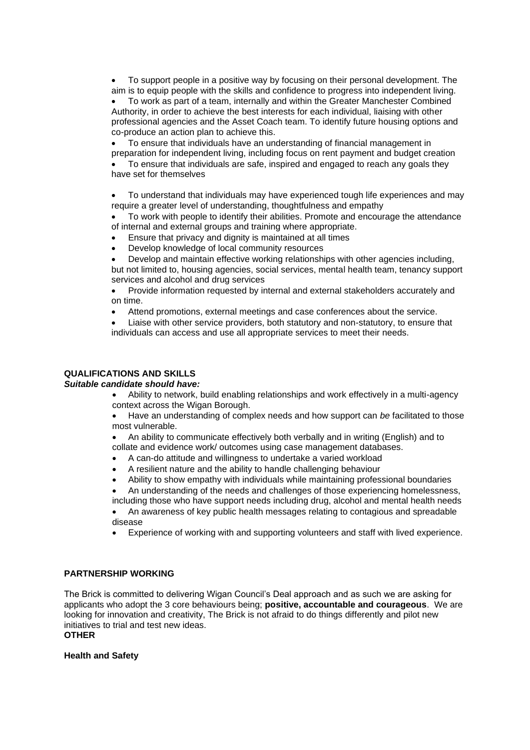- To support people in a positive way by focusing on their personal development. The aim is to equip people with the skills and confidence to progress into independent living.
- To work as part of a team, internally and within the Greater Manchester Combined Authority, in order to achieve the best interests for each individual, liaising with other professional agencies and the Asset Coach team. To identify future housing options and co-produce an action plan to achieve this.
- To ensure that individuals have an understanding of financial management in preparation for independent living, including focus on rent payment and budget creation
- To ensure that individuals are safe, inspired and engaged to reach any goals they have set for themselves
- To understand that individuals may have experienced tough life experiences and may require a greater level of understanding, thoughtfulness and empathy
- To work with people to identify their abilities. Promote and encourage the attendance of internal and external groups and training where appropriate.
- Ensure that privacy and dignity is maintained at all times
- Develop knowledge of local community resources
- Develop and maintain effective working relationships with other agencies including, but not limited to, housing agencies, social services, mental health team, tenancy support services and alcohol and drug services
- Provide information requested by internal and external stakeholders accurately and on time.
- Attend promotions, external meetings and case conferences about the service.
- Liaise with other service providers, both statutory and non-statutory, to ensure that individuals can access and use all appropriate services to meet their needs.

**QUALIFICATIONS AND SKILLS**

***Suitable candidate should have:***

- Ability to network, build enabling relationships and work effectively in a multi-agency context across the Wigan Borough.
- Have an understanding of complex needs and how support can *be* facilitated to those most vulnerable.
- An ability to communicate effectively both verbally and in writing (English) and to collate and evidence work/ outcomes using case management databases.
- A can-do attitude and willingness to undertake a varied workload
- A resilient nature and the ability to handle challenging behaviour
- Ability to show empathy with individuals while maintaining professional boundaries
- An understanding of the needs and challenges of those experiencing homelessness, including those who have support needs including drug, alcohol and mental health needs
- An awareness of key public health messages relating to contagious and spreadable disease
- Experience of working with and supporting volunteers and staff with lived experience.

**PARTNERSHIP WORKING**

The Brick is committed to delivering Wigan Council's Deal approach and as such we are asking for applicants who adopt the 3 core behaviours being; **positive, accountable and courageous**. We are looking for innovation and creativity, The Brick is not afraid to do things differently and pilot new initiatives to trial and test new ideas.

**OTHER**

**Health and Safety**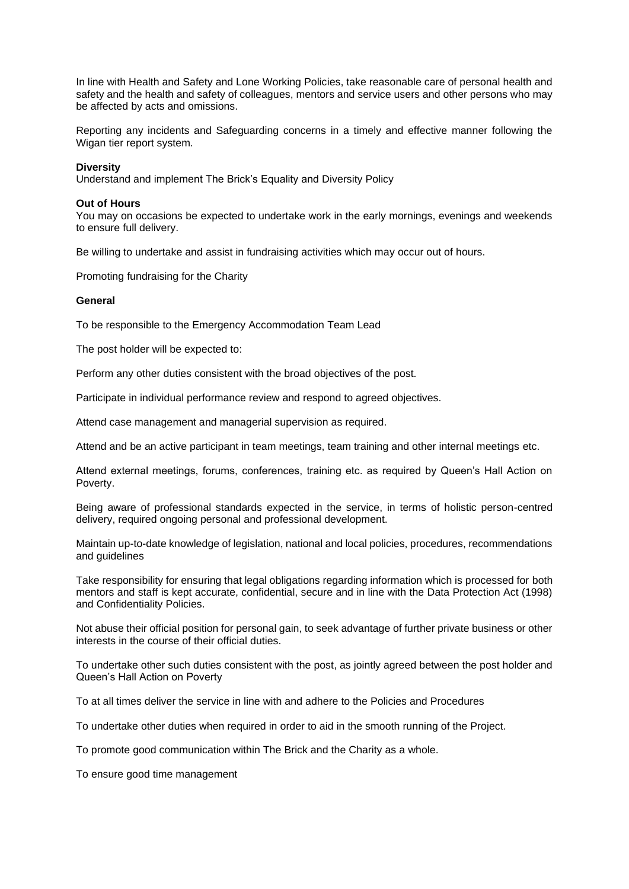In line with Health and Safety and Lone Working Policies, take reasonable care of personal health and safety and the health and safety of colleagues, mentors and service users and other persons who may be affected by acts and omissions.

Reporting any incidents and Safeguarding concerns in a timely and effective manner following the Wigan tier report system.

**Diversity**
Understand and implement The Brick's Equality and Diversity Policy

**Out of Hours**
You may on occasions be expected to undertake work in the early mornings, evenings and weekends to ensure full delivery.

Be willing to undertake and assist in fundraising activities which may occur out of hours.

Promoting fundraising for the Charity

**General**

To be responsible to the Emergency Accommodation Team Lead

The post holder will be expected to:

Perform any other duties consistent with the broad objectives of the post.

Participate in individual performance review and respond to agreed objectives.

Attend case management and managerial supervision as required.

Attend and be an active participant in team meetings, team training and other internal meetings etc.

Attend external meetings, forums, conferences, training etc. as required by Queen's Hall Action on Poverty.

Being aware of professional standards expected in the service, in terms of holistic person-centred delivery, required ongoing personal and professional development.

Maintain up-to-date knowledge of legislation, national and local policies, procedures, recommendations and guidelines

Take responsibility for ensuring that legal obligations regarding information which is processed for both mentors and staff is kept accurate, confidential, secure and in line with the Data Protection Act (1998) and Confidentiality Policies.

Not abuse their official position for personal gain, to seek advantage of further private business or other interests in the course of their official duties.

To undertake other such duties consistent with the post, as jointly agreed between the post holder and Queen's Hall Action on Poverty

To at all times deliver the service in line with and adhere to the Policies and Procedures

To undertake other duties when required in order to aid in the smooth running of the Project.

To promote good communication within The Brick and the Charity as a whole.

To ensure good time management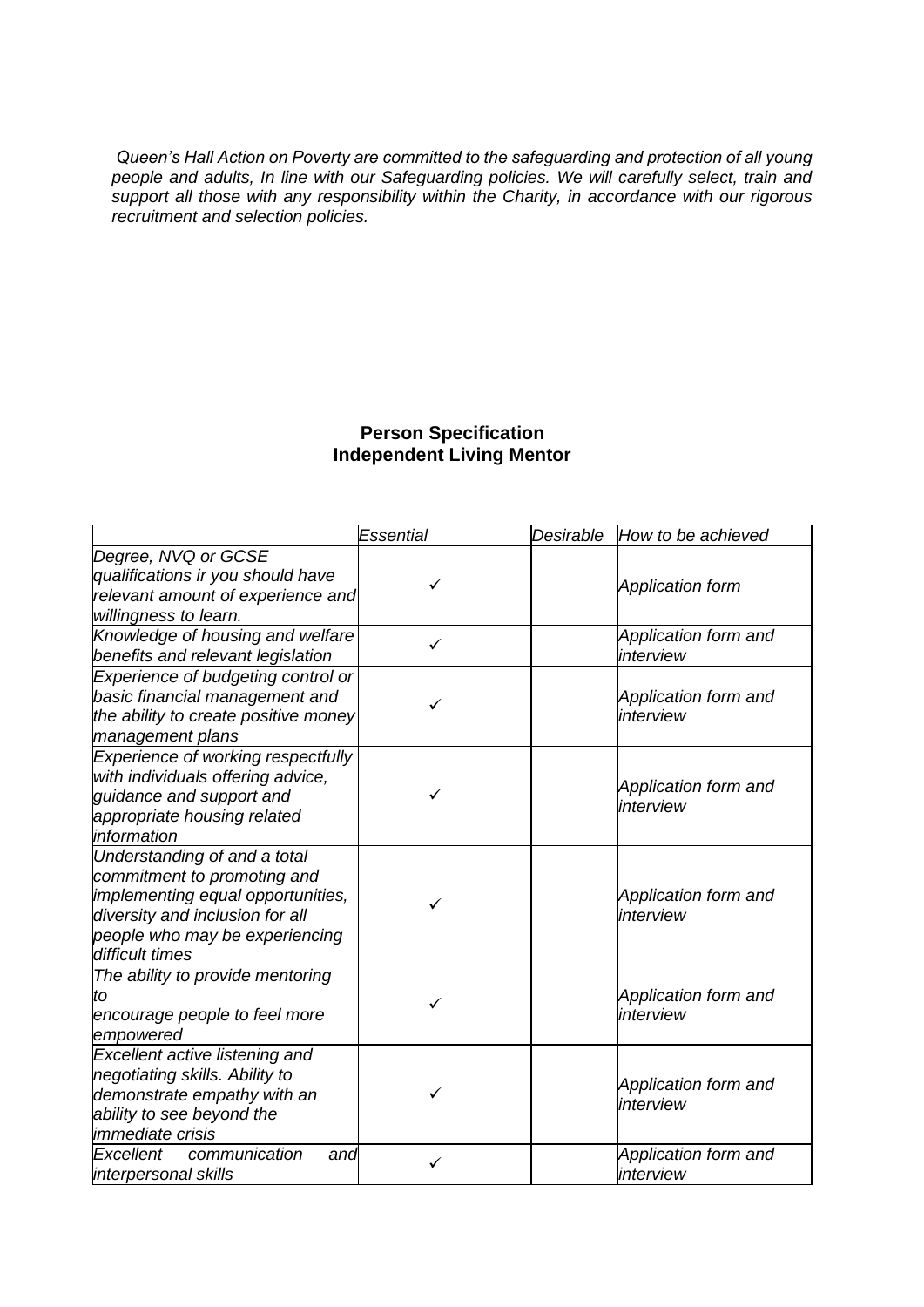*Queen's Hall Action on Poverty are committed to the safeguarding and protection of all young people and adults, In line with our Safeguarding policies. We will carefully select, train and support all those with any responsibility within the Charity, in accordance with our rigorous recruitment and selection policies.*

**Person Specification**
**Independent Living Mentor**

| | *Essential* | *Desirable* | *How to be achieved* |
|---|---|---|---|
| *Degree, NVQ or GCSE qualifications ir you should have relevant amount of experience and willingness to learn.* | ✓ | | *Application form* |
| *Knowledge of housing and welfare benefits and relevant legislation* | ✓ | | *Application form and interview* |
| *Experience of budgeting control or basic financial management and the ability to create positive money management plans* | ✓ | | *Application form and interview* |
| *Experience of working respectfully with individuals offering advice, guidance and support and appropriate housing related information* | ✓ | | *Application form and interview* |
| *Understanding of and a total commitment to promoting and implementing equal opportunities, diversity and inclusion for all people who may be experiencing difficult times* | ✓ | | *Application form and interview* |
| *The ability to provide mentoring to encourage people to feel more empowered* | ✓ | | *Application form and interview* |
| *Excellent active listening and negotiating skills. Ability to demonstrate empathy with an ability to see beyond the immediate crisis* | ✓ | | *Application form and interview* |
| *Excellent communication and interpersonal skills* | ✓ | | *Application form and interview* |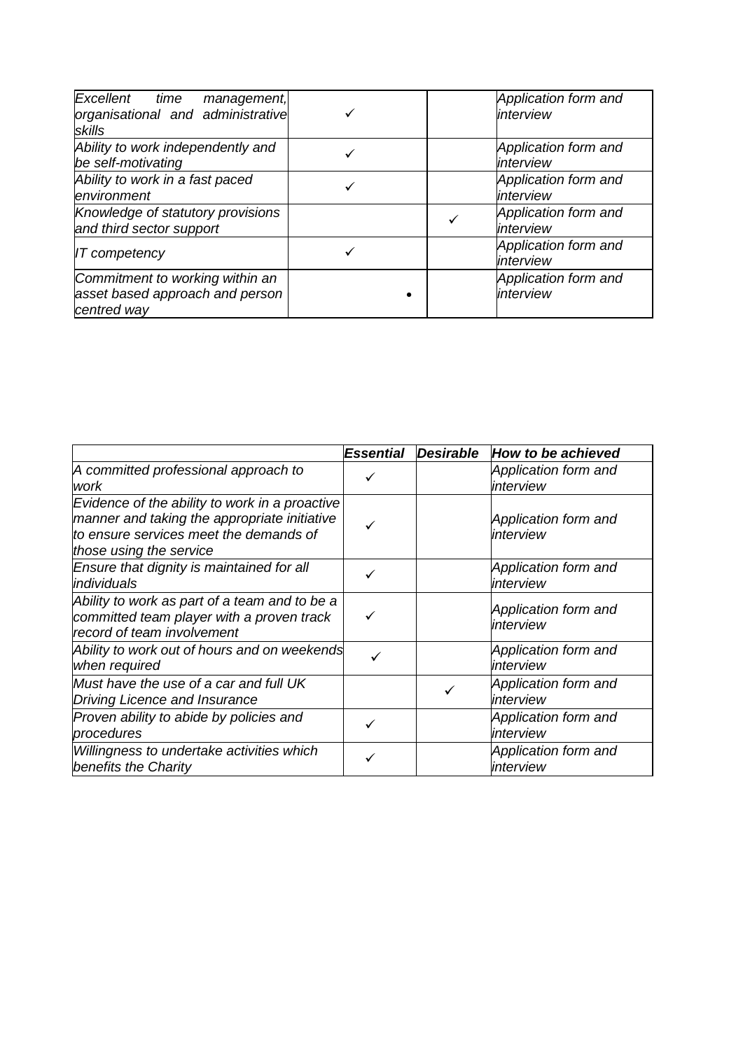| | | | |
|---|---|---|---|
| *Excellent time management, organisational and administrative skills* | ✓ | | *Application form and interview* |
| *Ability to work independently and be self-motivating* | ✓ | | *Application form and interview* |
| *Ability to work in a fast paced environment* | ✓ | | *Application form and interview* |
| *Knowledge of statutory provisions and third sector support* | | ✓ | *Application form and interview* |
| *IT competency* | ✓ | | *Application form and interview* |
| *Commitment to working within an asset based approach and person centred way* | • | | *Application form and interview* |

| | ***Essential*** | ***Desirable*** | ***How to be achieved*** |
|---|---|---|---|
| *A committed professional approach to work* | ✓ | | *Application form and interview* |
| *Evidence of the ability to work in a proactive manner and taking the appropriate initiative to ensure services meet the demands of those using the service* | ✓ | | *Application form and interview* |
| *Ensure that dignity is maintained for all individuals* | ✓ | | *Application form and interview* |
| *Ability to work as part of a team and to be a committed team player with a proven track record of team involvement* | ✓ | | *Application form and interview* |
| *Ability to work out of hours and on weekends when required* | ✓ | | *Application form and interview* |
| *Must have the use of a car and full UK Driving Licence and Insurance* | | ✓ | *Application form and interview* |
| *Proven ability to abide by policies and procedures* | ✓ | | *Application form and interview* |
| *Willingness to undertake activities which benefits the Charity* | ✓ | | *Application form and interview* |